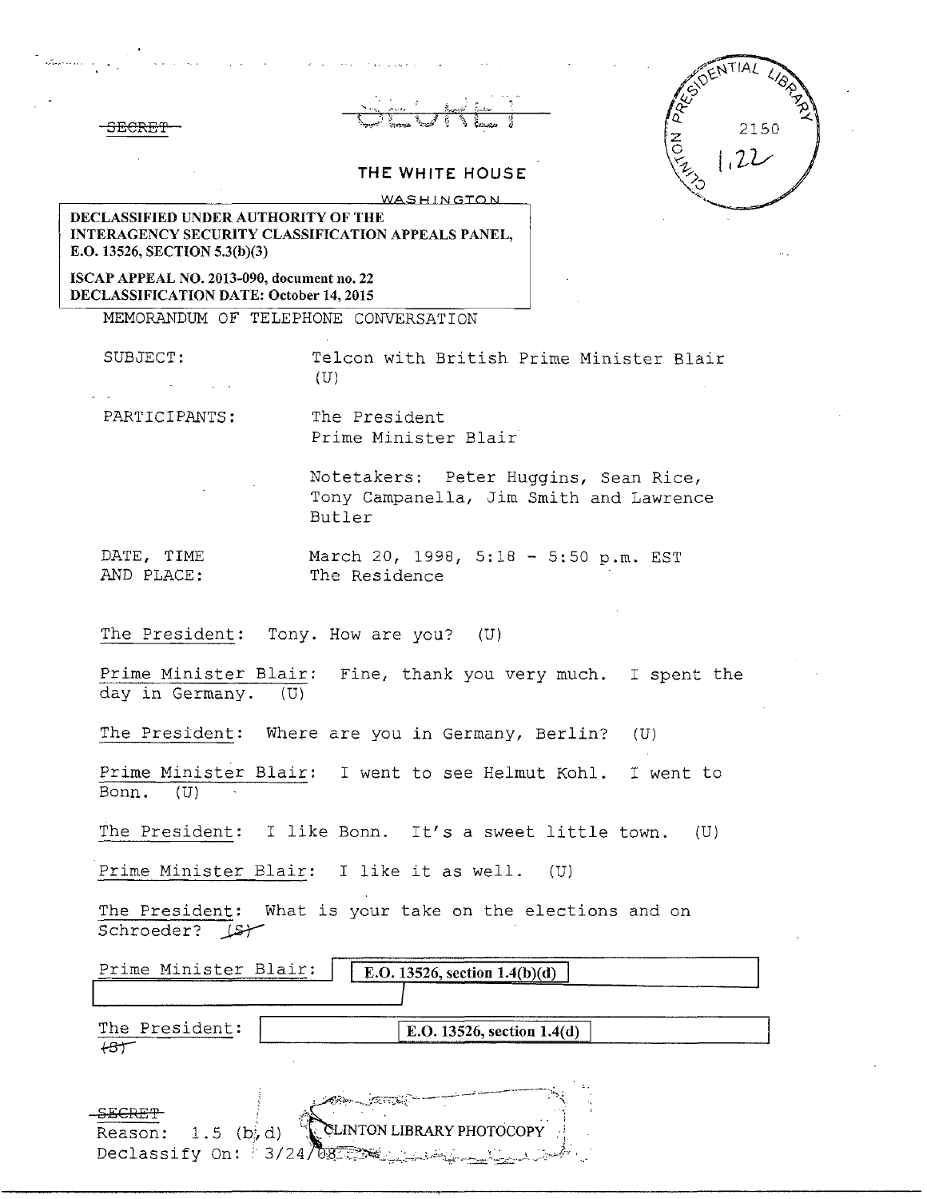~~SECRET~~

~~SECRET~~

THE WHITE HOUSE

WASHINGTON

**DECLASSIFIED UNDER AUTHORITY OF THE INTERAGENCY SECURITY CLASSIFICATION APPEALS PANEL, E.O. 13526, SECTION 5.3(b)(3)**

**ISCAP APPEAL NO. 2013-090, document no. 22**
**DECLASSIFICATION DATE: October 14, 2015**

CLINTON PRESIDENTIAL LIBRARY
2150
1,22

MEMORANDUM OF TELEPHONE CONVERSATION

SUBJECT: Telcon with British Prime Minister Blair (U)

PARTICIPANTS: The President
Prime Minister Blair

Notetakers: Peter Huggins, Sean Rice, Tony Campanella, Jim Smith and Lawrence Butler

DATE, TIME AND PLACE: March 20, 1998, 5:18 - 5:50 p.m. EST
The Residence

The President: Tony. How are you? (U)

Prime Minister Blair: Fine, thank you very much. I spent the day in Germany. (U)

The President: Where are you in Germany, Berlin? (U)

Prime Minister Blair: I went to see Helmut Kohl. I went to Bonn. (U)

The President: I like Bonn. It's a sweet little town. (U)

Prime Minister Blair: I like it as well. (U)

The President: What is your take on the elections and on Schroeder? ~~(S)~~

Prime Minister Blair: **E.O. 13526, section 1.4(b)(d)**

The President: **E.O. 13526, section 1.4(d)** ~~(S)~~

~~SECRET~~
Reason: 1.5 (b, d)
Declassify On: 3/24/08

CLINTON LIBRARY PHOTOCOPY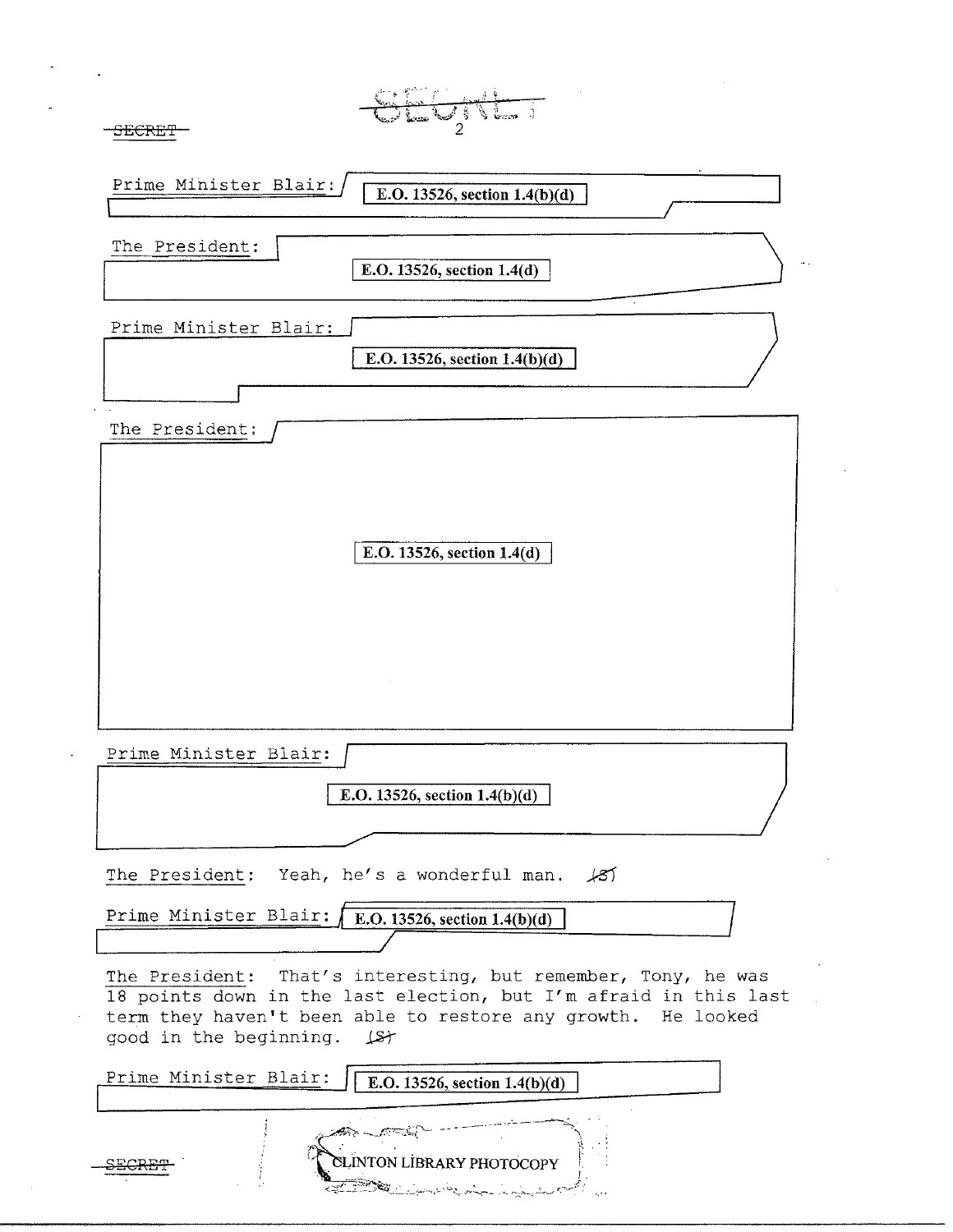SECRET

Prime Minister Blair: E.O. 13526, section 1.4(b)(d)

The President: E.O. 13526, section 1.4(d)

Prime Minister Blair: E.O. 13526, section 1.4(b)(d)

The President: E.O. 13526, section 1.4(d)

Prime Minister Blair: E.O. 13526, section 1.4(b)(d)

The President: Yeah, he's a wonderful man. (S)

Prime Minister Blair: E.O. 13526, section 1.4(b)(d)

The President: That's interesting, but remember, Tony, he was 18 points down in the last election, but I'm afraid in this last term they haven't been able to restore any growth. He looked good in the beginning. (S)

Prime Minister Blair: E.O. 13526, section 1.4(b)(d)

SECRET

CLINTON LIBRARY PHOTOCOPY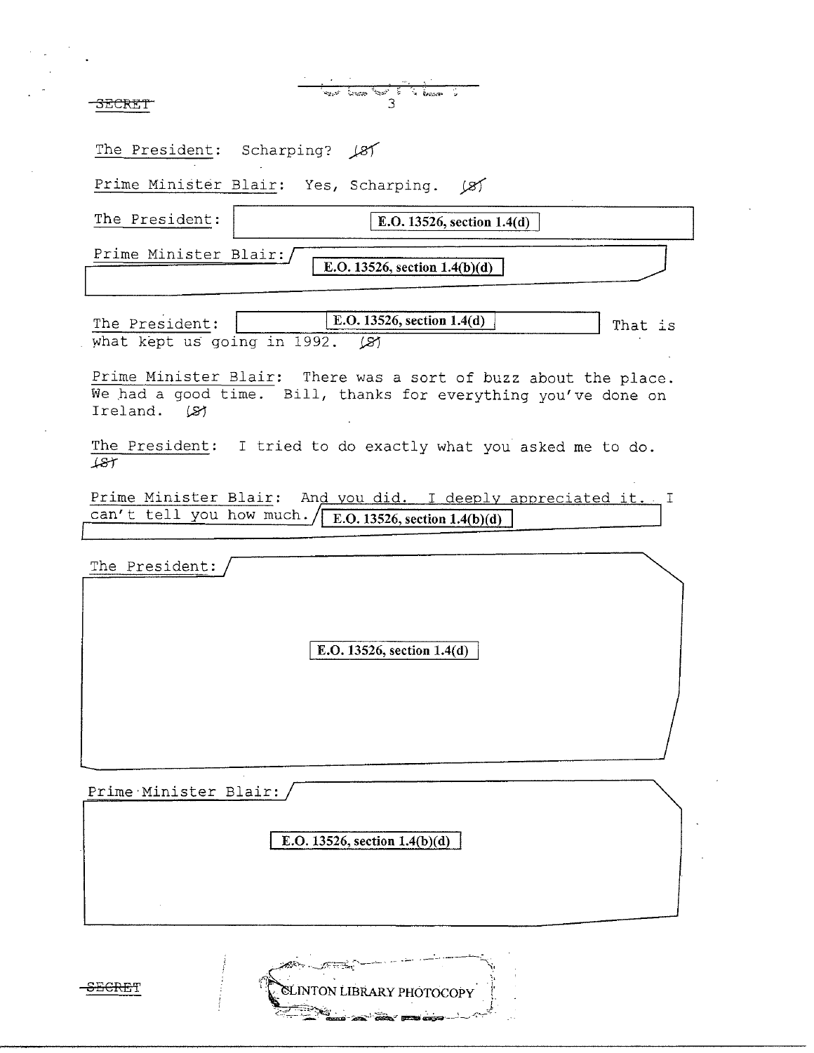SECRET

The President: Scharping? (S)

Prime Minister Blair: Yes, Scharping. (S)

The President: E.O. 13526, section 1.4(d)

Prime Minister Blair: E.O. 13526, section 1.4(b)(d)

The President: E.O. 13526, section 1.4(d) That is what kept us going in 1992. (S)

Prime Minister Blair: There was a sort of buzz about the place. We had a good time. Bill, thanks for everything you've done on Ireland. (S)

The President: I tried to do exactly what you asked me to do. (S)

Prime Minister Blair: And you did. I deeply appreciated it. I can't tell you how much. E.O. 13526, section 1.4(b)(d)

The President: E.O. 13526, section 1.4(d)

Prime Minister Blair: E.O. 13526, section 1.4(b)(d)

SECRET

CLINTON LIBRARY PHOTOCOPY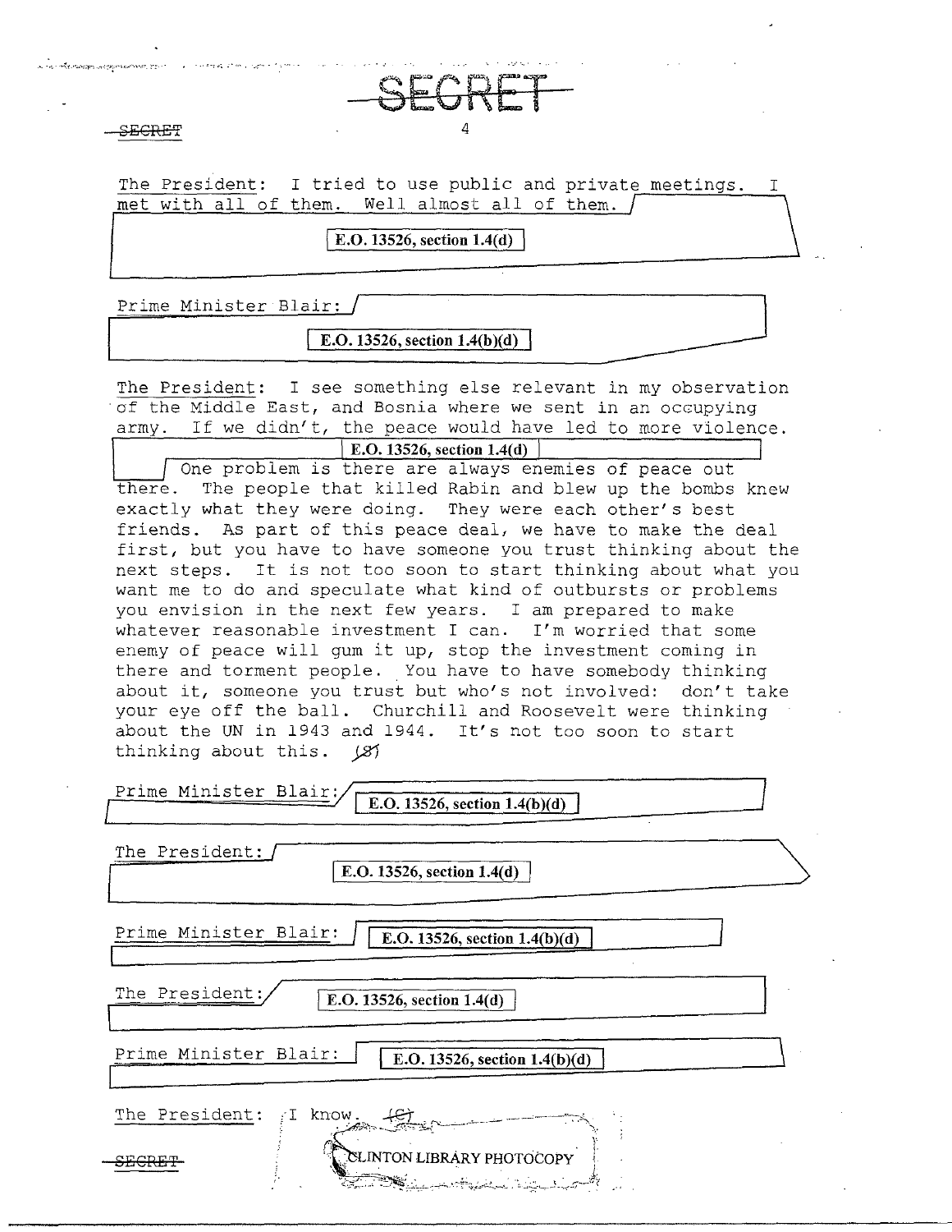The President: I tried to use public and private meetings. I met with all of them. Well almost all of them.

E.O. 13526, section 1.4(d)

Prime Minister Blair:

E.O. 13526, section 1.4(b)(d)

The President: I see something else relevant in my observation of the Middle East, and Bosnia where we sent in an occupying army. If we didn't, the peace would have led to more violence.

E.O. 13526, section 1.4(d)

One problem is there are always enemies of peace out there. The people that killed Rabin and blew up the bombs knew exactly what they were doing. They were each other's best friends. As part of this peace deal, we have to make the deal first, but you have to have someone you trust thinking about the next steps. It is not too soon to start thinking about what you want me to do and speculate what kind of outbursts or problems you envision in the next few years. I am prepared to make whatever reasonable investment I can. I'm worried that some enemy of peace will gum it up, stop the investment coming in there and torment people. You have to have somebody thinking about it, someone you trust but who's not involved: don't take your eye off the ball. Churchill and Roosevelt were thinking about the UN in 1943 and 1944. It's not too soon to start thinking about this. (S)

Prime Minister Blair: E.O. 13526, section 1.4(b)(d)

The President:

E.O. 13526, section 1.4(d)

Prime Minister Blair: E.O. 13526, section 1.4(b)(d)

The President: E.O. 13526, section 1.4(d)

Prime Minister Blair: E.O. 13526, section 1.4(b)(d)

The President: I know. (C)

CLINTON LIBRARY PHOTOCOPY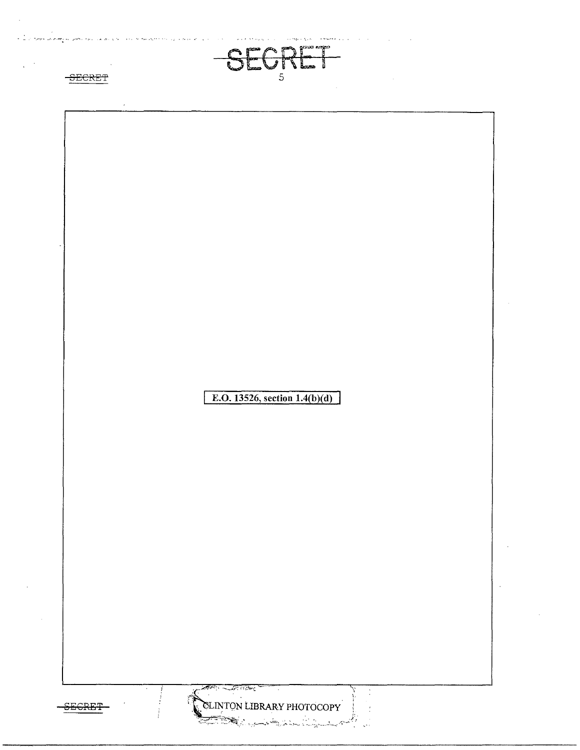E.O. 13526, section 1.4(b)(d)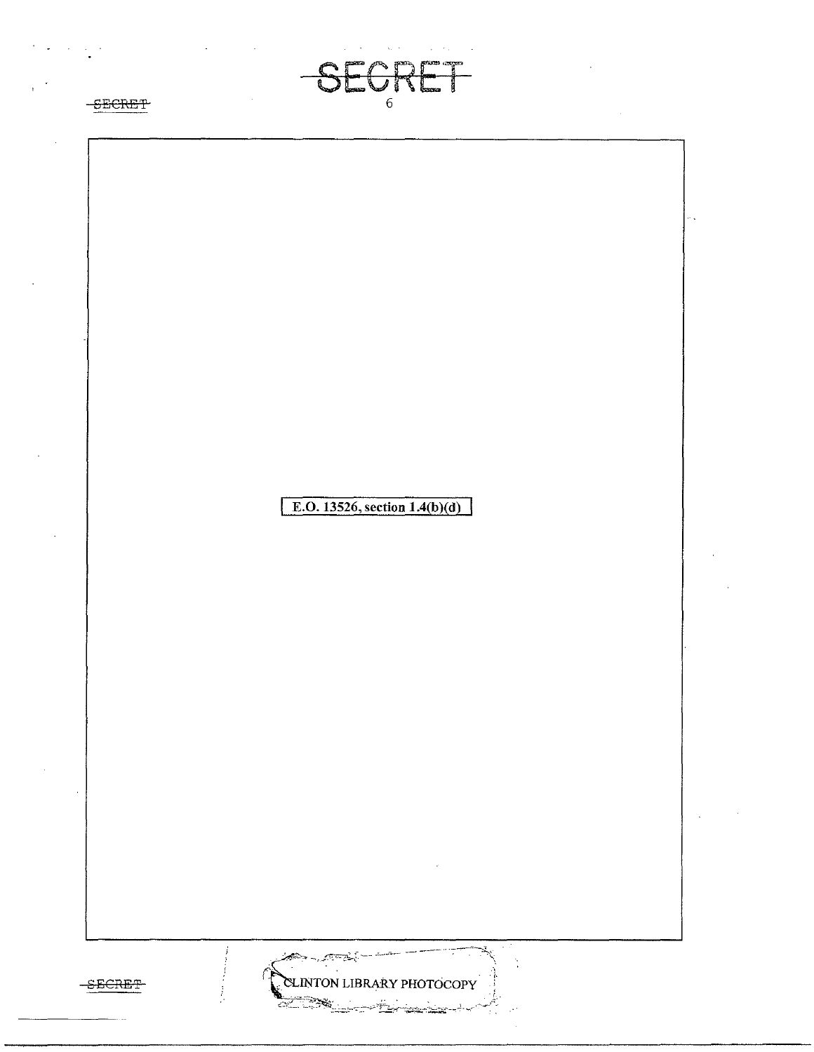E.O. 13526, section 1.4(b)(d)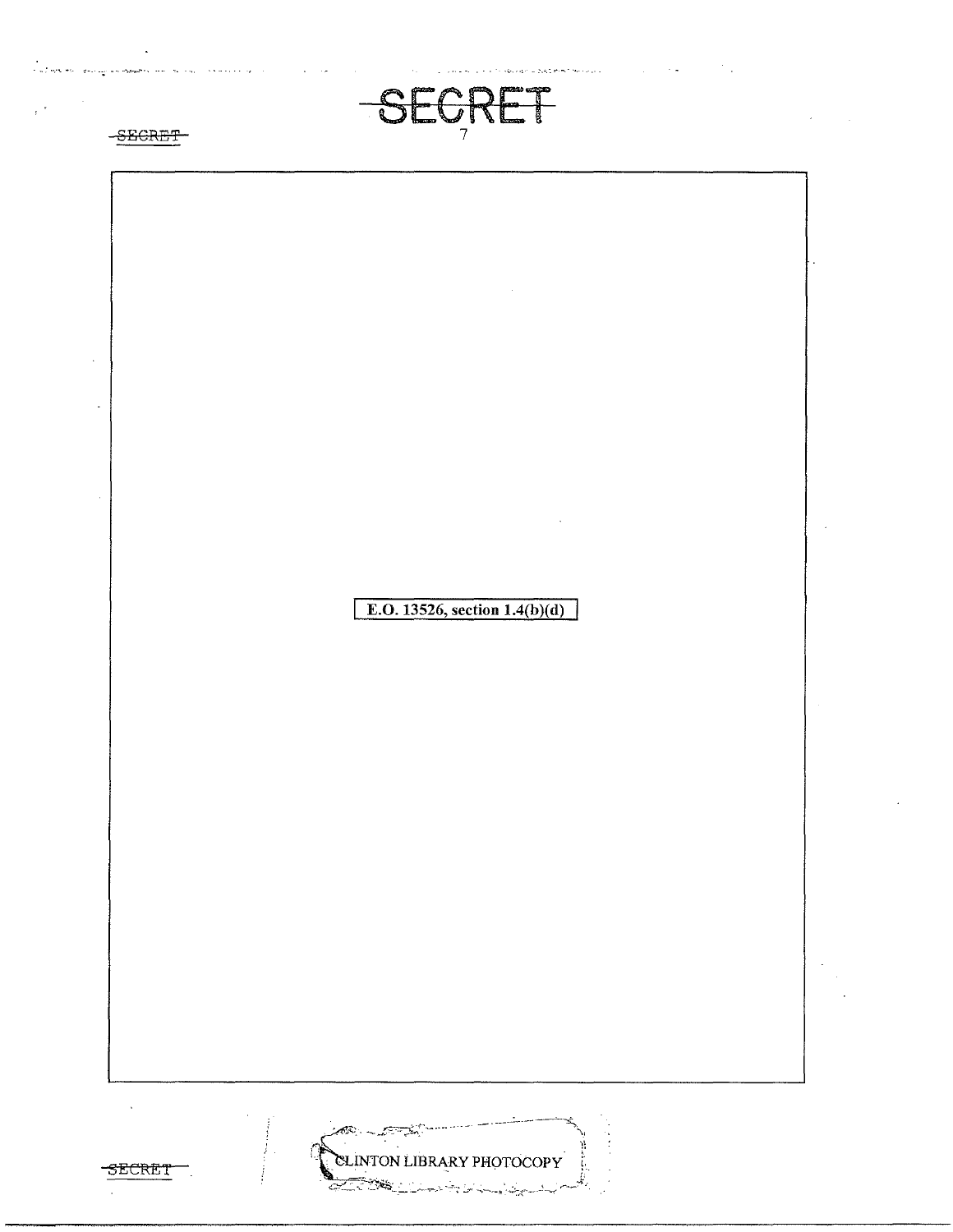E.O. 13526, section 1.4(b)(d)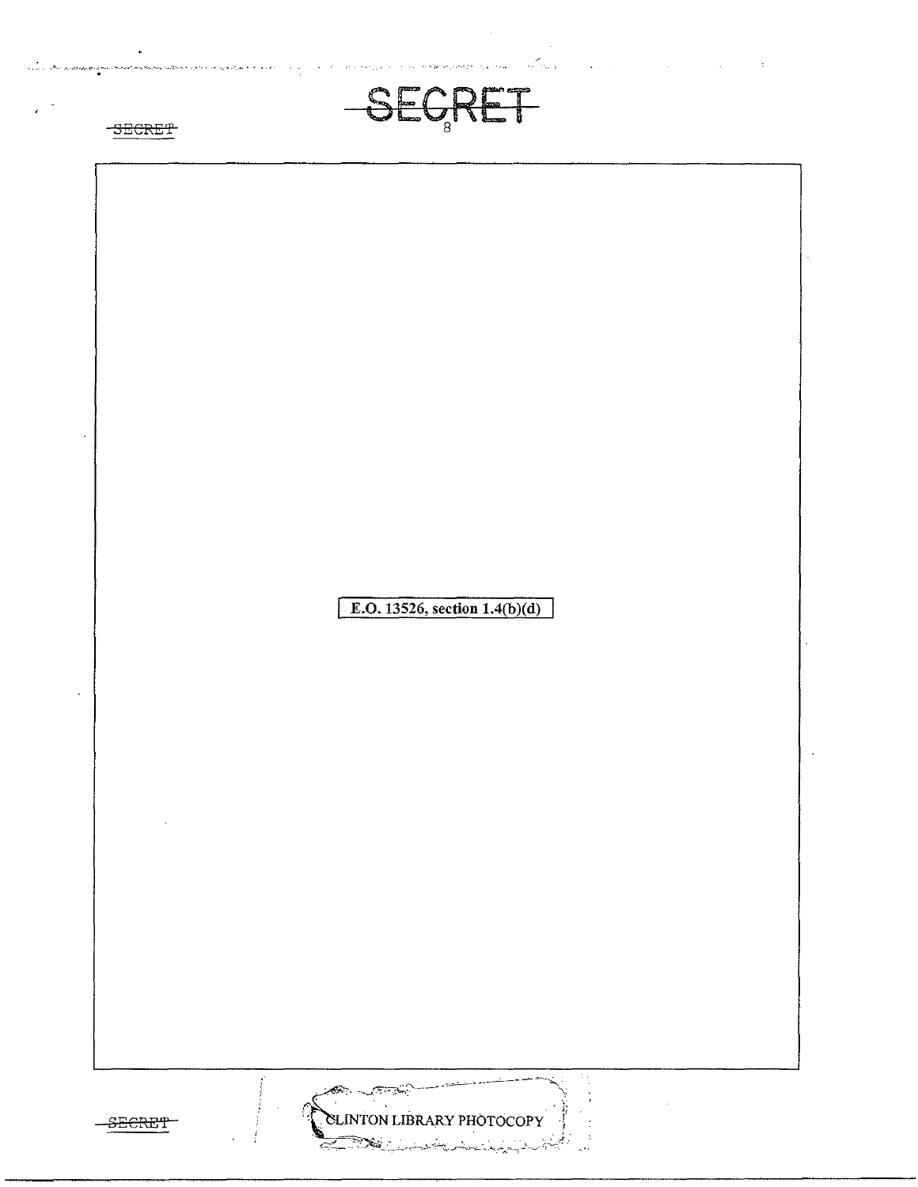E.O. 13526, section 1.4(b)(d)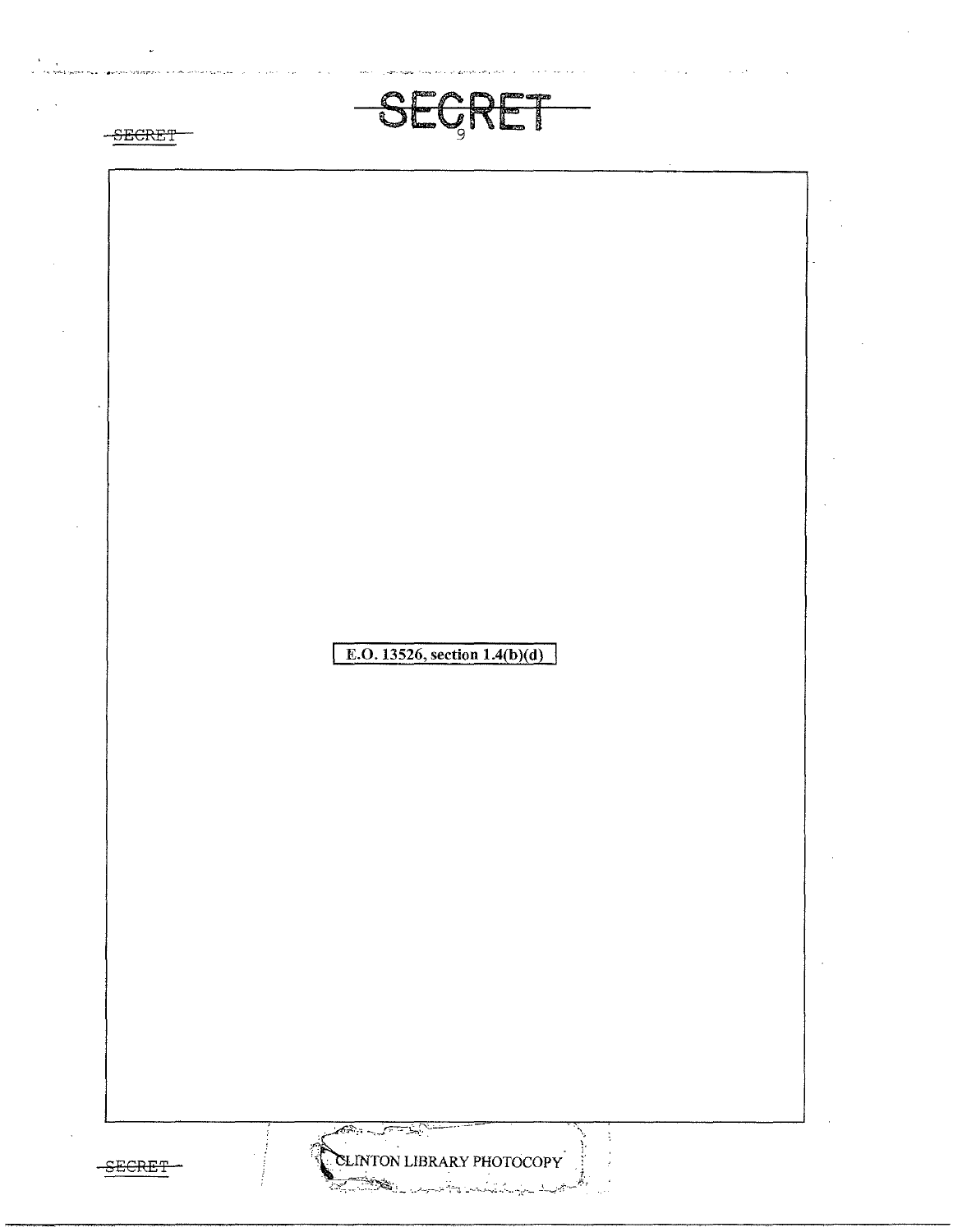E.O. 13526, section 1.4(b)(d)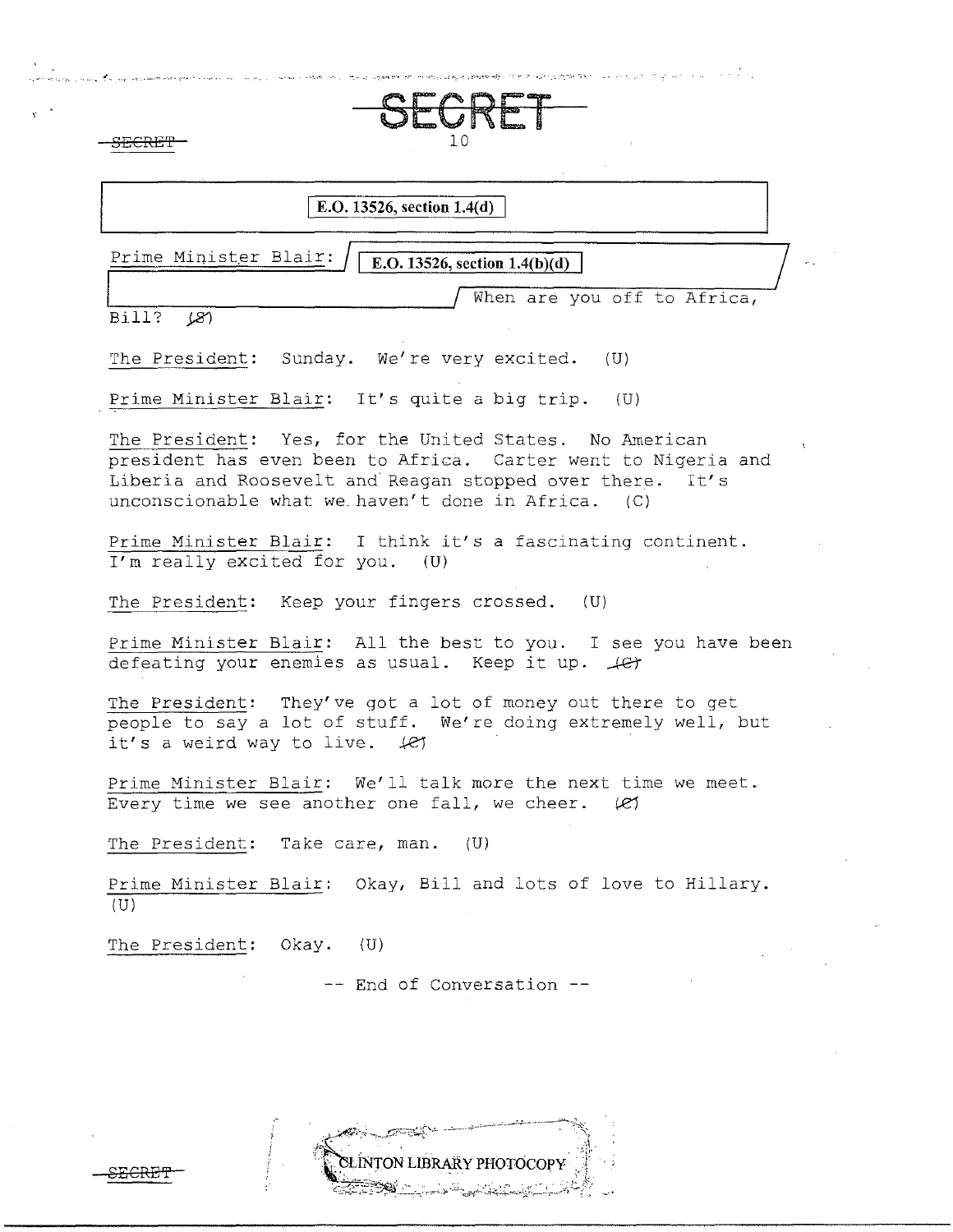E.O. 13526, section 1.4(d)

Prime Minister Blair: E.O. 13526, section 1.4(b)(d) When are you off to Africa, Bill? (S)

The President: Sunday. We're very excited. (U)

Prime Minister Blair: It's quite a big trip. (U)

The President: Yes, for the United States. No American president has even been to Africa. Carter went to Nigeria and Liberia and Roosevelt and Reagan stopped over there. It's unconscionable what we haven't done in Africa. (C)

Prime Minister Blair: I think it's a fascinating continent. I'm really excited for you. (U)

The President: Keep your fingers crossed. (U)

Prime Minister Blair: All the best to you. I see you have been defeating your enemies as usual. Keep it up. (C)

The President: They've got a lot of money out there to get people to say a lot of stuff. We're doing extremely well, but it's a weird way to live. (C)

Prime Minister Blair: We'll talk more the next time we meet. Every time we see another one fall, we cheer. (C)

The President: Take care, man. (U)

Prime Minister Blair: Okay, Bill and lots of love to Hillary. (U)

The President: Okay. (U)

-- End of Conversation --